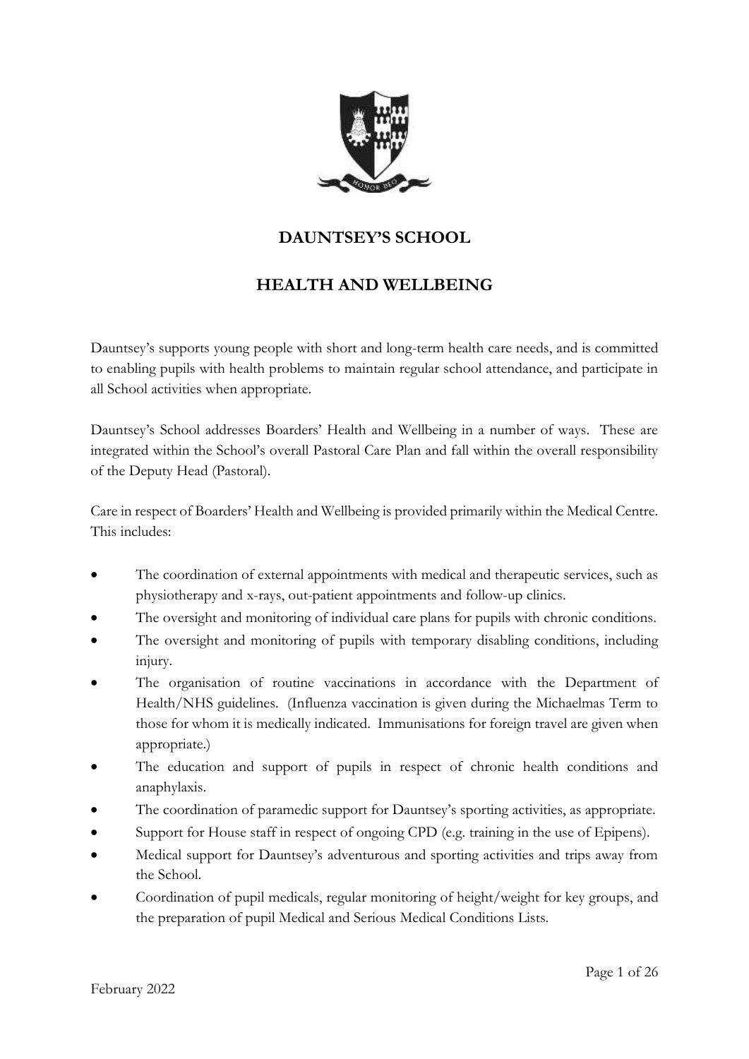# DAUNTSEY'S SCHOOL

## HEALTH AND WELLBEING

Dauntsey's supports young people with short and long-term health care needs, and is committed to enabling pupils with health problems to maintain regular school attendance, and participate in all School activities when appropriate.

Dauntsey's School addresses Boarders' Health and Wellbeing in a number of ways. These are integrated within the School's overall Pastoral Care Plan and fall within the overall responsibility of the Deputy Head (Pastoral).

Care in respect of Boarders' Health and Wellbeing is provided primarily within the Medical Centre. This includes:

- The coordination of external appointments with medical and therapeutic services, such as physiotherapy and x-rays, out-patient appointments and follow-up clinics.
- The oversight and monitoring of individual care plans for pupils with chronic conditions.
- The oversight and monitoring of pupils with temporary disabling conditions, including injury.
- The organisation of routine vaccinations in accordance with the Department of Health/NHS guidelines. (Influenza vaccination is given during the Michaelmas Term to those for whom it is medically indicated. Immunisations for foreign travel are given when appropriate.)
- The education and support of pupils in respect of chronic health conditions and anaphylaxis.
- The coordination of paramedic support for Dauntsey's sporting activities, as appropriate.
- Support for House staff in respect of ongoing CPD (e.g. training in the use of Epipens).
- Medical support for Dauntsey's adventurous and sporting activities and trips away from the School.
- Coordination of pupil medicals, regular monitoring of height/weight for key groups, and the preparation of pupil Medical and Serious Medical Conditions Lists.

February 2022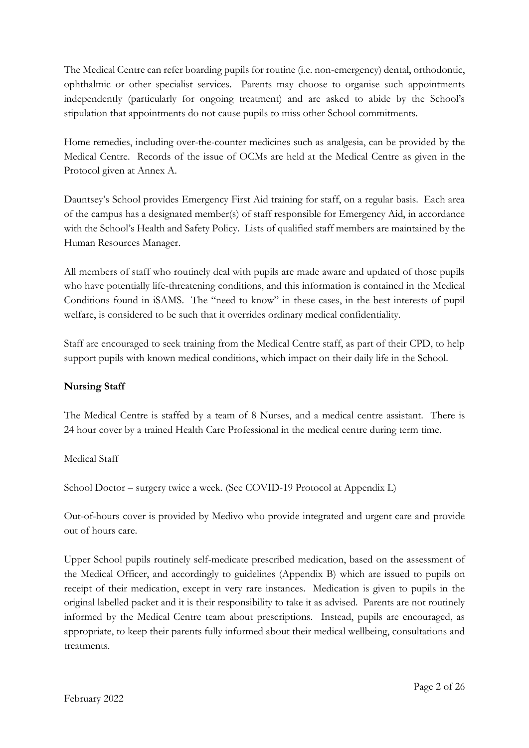The Medical Centre can refer boarding pupils for routine (i.e. non-emergency) dental, orthodontic, ophthalmic or other specialist services. Parents may choose to organise such appointments independently (particularly for ongoing treatment) and are asked to abide by the School's stipulation that appointments do not cause pupils to miss other School commitments.

Home remedies, including over-the-counter medicines such as analgesia, can be provided by the Medical Centre. Records of the issue of OCMs are held at the Medical Centre as given in the Protocol given at Annex A.

Dauntsey's School provides Emergency First Aid training for staff, on a regular basis. Each area of the campus has a designated member(s) of staff responsible for Emergency Aid, in accordance with the School's Health and Safety Policy. Lists of qualified staff members are maintained by the Human Resources Manager.

All members of staff who routinely deal with pupils are made aware and updated of those pupils who have potentially life-threatening conditions, and this information is contained in the Medical Conditions found in iSAMS. The "need to know" in these cases, in the best interests of pupil welfare, is considered to be such that it overrides ordinary medical confidentiality.

Staff are encouraged to seek training from the Medical Centre staff, as part of their CPD, to help support pupils with known medical conditions, which impact on their daily life in the School.

**Nursing Staff**

The Medical Centre is staffed by a team of 8 Nurses, and a medical centre assistant. There is 24 hour cover by a trained Health Care Professional in the medical centre during term time.

Medical Staff

School Doctor – surgery twice a week. (See COVID-19 Protocol at Appendix L)

Out-of-hours cover is provided by Medivo who provide integrated and urgent care and provide out of hours care.

Upper School pupils routinely self-medicate prescribed medication, based on the assessment of the Medical Officer, and accordingly to guidelines (Appendix B) which are issued to pupils on receipt of their medication, except in very rare instances. Medication is given to pupils in the original labelled packet and it is their responsibility to take it as advised. Parents are not routinely informed by the Medical Centre team about prescriptions. Instead, pupils are encouraged, as appropriate, to keep their parents fully informed about their medical wellbeing, consultations and treatments.

February 2022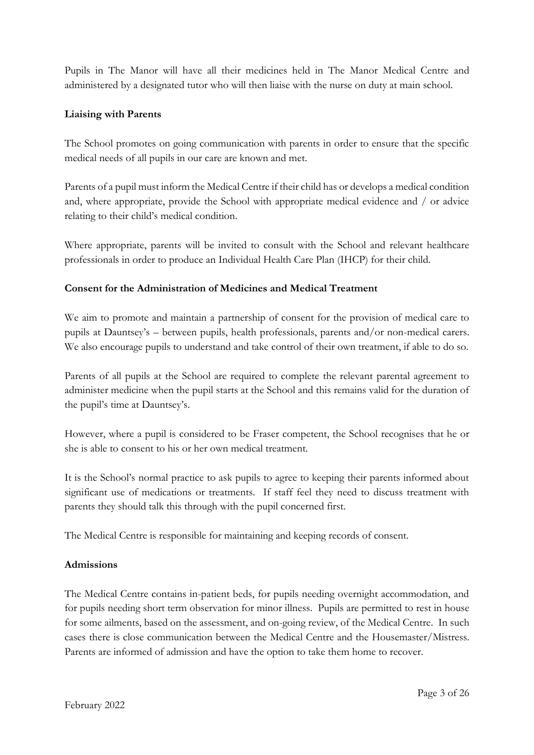Pupils in The Manor will have all their medicines held in The Manor Medical Centre and administered by a designated tutor who will then liaise with the nurse on duty at main school.

**Liaising with Parents**

The School promotes on going communication with parents in order to ensure that the specific medical needs of all pupils in our care are known and met.

Parents of a pupil must inform the Medical Centre if their child has or develops a medical condition and, where appropriate, provide the School with appropriate medical evidence and / or advice relating to their child's medical condition.

Where appropriate, parents will be invited to consult with the School and relevant healthcare professionals in order to produce an Individual Health Care Plan (IHCP) for their child.

**Consent for the Administration of Medicines and Medical Treatment**

We aim to promote and maintain a partnership of consent for the provision of medical care to pupils at Dauntsey's – between pupils, health professionals, parents and/or non-medical carers. We also encourage pupils to understand and take control of their own treatment, if able to do so.

Parents of all pupils at the School are required to complete the relevant parental agreement to administer medicine when the pupil starts at the School and this remains valid for the duration of the pupil's time at Dauntsey's.

However, where a pupil is considered to be Fraser competent, the School recognises that he or she is able to consent to his or her own medical treatment.

It is the School's normal practice to ask pupils to agree to keeping their parents informed about significant use of medications or treatments. If staff feel they need to discuss treatment with parents they should talk this through with the pupil concerned first.

The Medical Centre is responsible for maintaining and keeping records of consent.

**Admissions**

The Medical Centre contains in-patient beds, for pupils needing overnight accommodation, and for pupils needing short term observation for minor illness. Pupils are permitted to rest in house for some ailments, based on the assessment, and on-going review, of the Medical Centre. In such cases there is close communication between the Medical Centre and the Housemaster/Mistress. Parents are informed of admission and have the option to take them home to recover.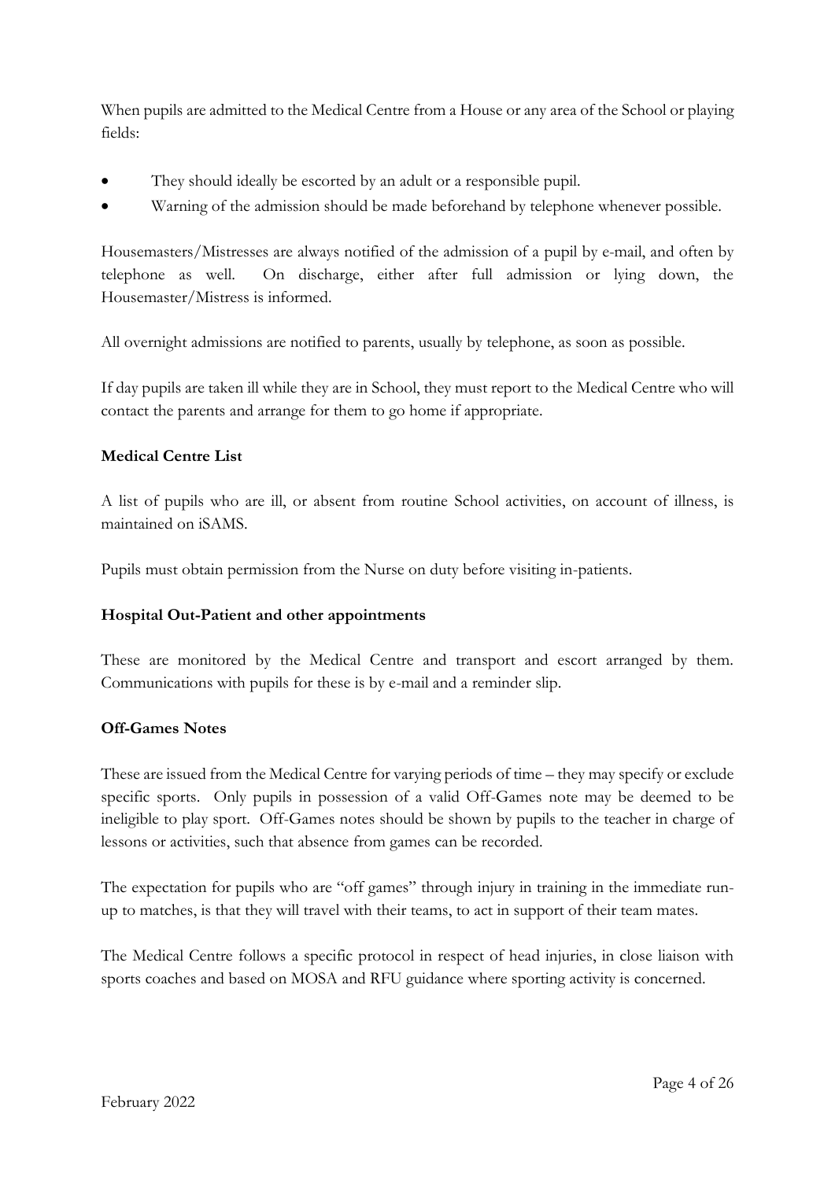When pupils are admitted to the Medical Centre from a House or any area of the School or playing fields:

- They should ideally be escorted by an adult or a responsible pupil.
- Warning of the admission should be made beforehand by telephone whenever possible.

Housemasters/Mistresses are always notified of the admission of a pupil by e-mail, and often by telephone as well. On discharge, either after full admission or lying down, the Housemaster/Mistress is informed.

All overnight admissions are notified to parents, usually by telephone, as soon as possible.

If day pupils are taken ill while they are in School, they must report to the Medical Centre who will contact the parents and arrange for them to go home if appropriate.

**Medical Centre List**

A list of pupils who are ill, or absent from routine School activities, on account of illness, is maintained on iSAMS.

Pupils must obtain permission from the Nurse on duty before visiting in-patients.

**Hospital Out-Patient and other appointments**

These are monitored by the Medical Centre and transport and escort arranged by them. Communications with pupils for these is by e-mail and a reminder slip.

**Off-Games Notes**

These are issued from the Medical Centre for varying periods of time – they may specify or exclude specific sports. Only pupils in possession of a valid Off-Games note may be deemed to be ineligible to play sport. Off-Games notes should be shown by pupils to the teacher in charge of lessons or activities, such that absence from games can be recorded.

The expectation for pupils who are "off games" through injury in training in the immediate run-up to matches, is that they will travel with their teams, to act in support of their team mates.

The Medical Centre follows a specific protocol in respect of head injuries, in close liaison with sports coaches and based on MOSA and RFU guidance where sporting activity is concerned.

February 2022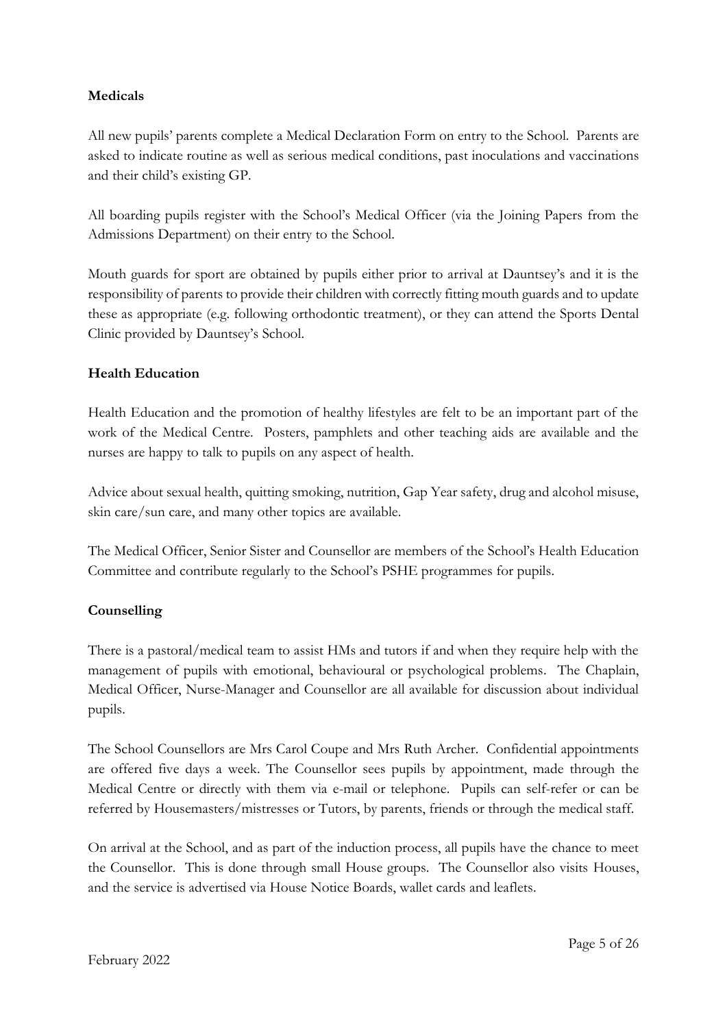**Medicals**

All new pupils' parents complete a Medical Declaration Form on entry to the School. Parents are asked to indicate routine as well as serious medical conditions, past inoculations and vaccinations and their child's existing GP.

All boarding pupils register with the School's Medical Officer (via the Joining Papers from the Admissions Department) on their entry to the School.

Mouth guards for sport are obtained by pupils either prior to arrival at Dauntsey's and it is the responsibility of parents to provide their children with correctly fitting mouth guards and to update these as appropriate (e.g. following orthodontic treatment), or they can attend the Sports Dental Clinic provided by Dauntsey's School.

**Health Education**

Health Education and the promotion of healthy lifestyles are felt to be an important part of the work of the Medical Centre. Posters, pamphlets and other teaching aids are available and the nurses are happy to talk to pupils on any aspect of health.

Advice about sexual health, quitting smoking, nutrition, Gap Year safety, drug and alcohol misuse, skin care/sun care, and many other topics are available.

The Medical Officer, Senior Sister and Counsellor are members of the School's Health Education Committee and contribute regularly to the School's PSHE programmes for pupils.

**Counselling**

There is a pastoral/medical team to assist HMs and tutors if and when they require help with the management of pupils with emotional, behavioural or psychological problems. The Chaplain, Medical Officer, Nurse-Manager and Counsellor are all available for discussion about individual pupils.

The School Counsellors are Mrs Carol Coupe and Mrs Ruth Archer. Confidential appointments are offered five days a week. The Counsellor sees pupils by appointment, made through the Medical Centre or directly with them via e-mail or telephone. Pupils can self-refer or can be referred by Housemasters/mistresses or Tutors, by parents, friends or through the medical staff.

On arrival at the School, and as part of the induction process, all pupils have the chance to meet the Counsellor. This is done through small House groups. The Counsellor also visits Houses, and the service is advertised via House Notice Boards, wallet cards and leaflets.

February 2022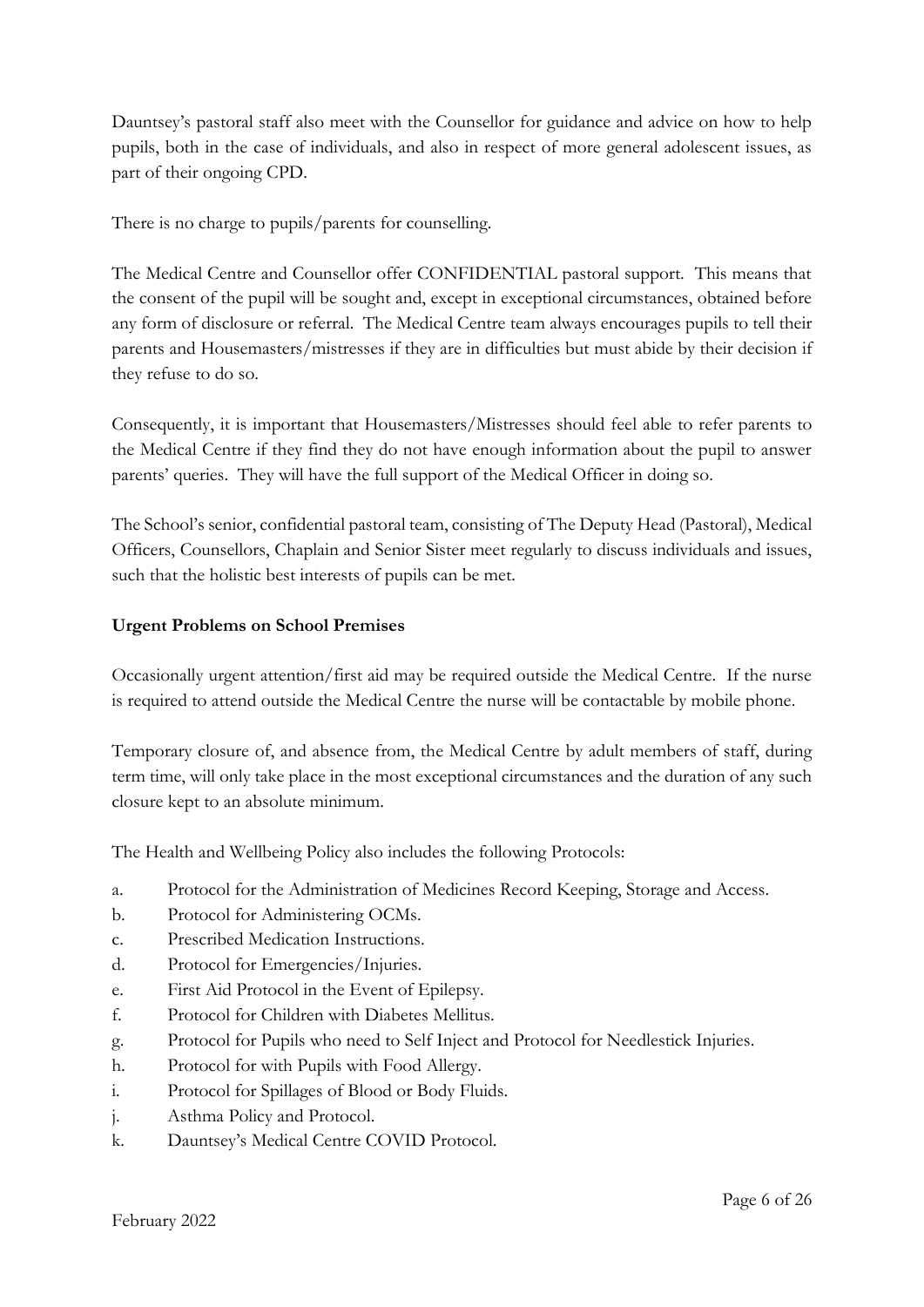Dauntsey's pastoral staff also meet with the Counsellor for guidance and advice on how to help pupils, both in the case of individuals, and also in respect of more general adolescent issues, as part of their ongoing CPD.

There is no charge to pupils/parents for counselling.

The Medical Centre and Counsellor offer CONFIDENTIAL pastoral support. This means that the consent of the pupil will be sought and, except in exceptional circumstances, obtained before any form of disclosure or referral. The Medical Centre team always encourages pupils to tell their parents and Housemasters/mistresses if they are in difficulties but must abide by their decision if they refuse to do so.

Consequently, it is important that Housemasters/Mistresses should feel able to refer parents to the Medical Centre if they find they do not have enough information about the pupil to answer parents' queries. They will have the full support of the Medical Officer in doing so.

The School's senior, confidential pastoral team, consisting of The Deputy Head (Pastoral), Medical Officers, Counsellors, Chaplain and Senior Sister meet regularly to discuss individuals and issues, such that the holistic best interests of pupils can be met.

**Urgent Problems on School Premises**

Occasionally urgent attention/first aid may be required outside the Medical Centre. If the nurse is required to attend outside the Medical Centre the nurse will be contactable by mobile phone.

Temporary closure of, and absence from, the Medical Centre by adult members of staff, during term time, will only take place in the most exceptional circumstances and the duration of any such closure kept to an absolute minimum.

The Health and Wellbeing Policy also includes the following Protocols:

a. Protocol for the Administration of Medicines Record Keeping, Storage and Access.
b. Protocol for Administering OCMs.
c. Prescribed Medication Instructions.
d. Protocol for Emergencies/Injuries.
e. First Aid Protocol in the Event of Epilepsy.
f. Protocol for Children with Diabetes Mellitus.
g. Protocol for Pupils who need to Self Inject and Protocol for Needlestick Injuries.
h. Protocol for with Pupils with Food Allergy.
i. Protocol for Spillages of Blood or Body Fluids.
j. Asthma Policy and Protocol.
k. Dauntsey's Medical Centre COVID Protocol.

February 2022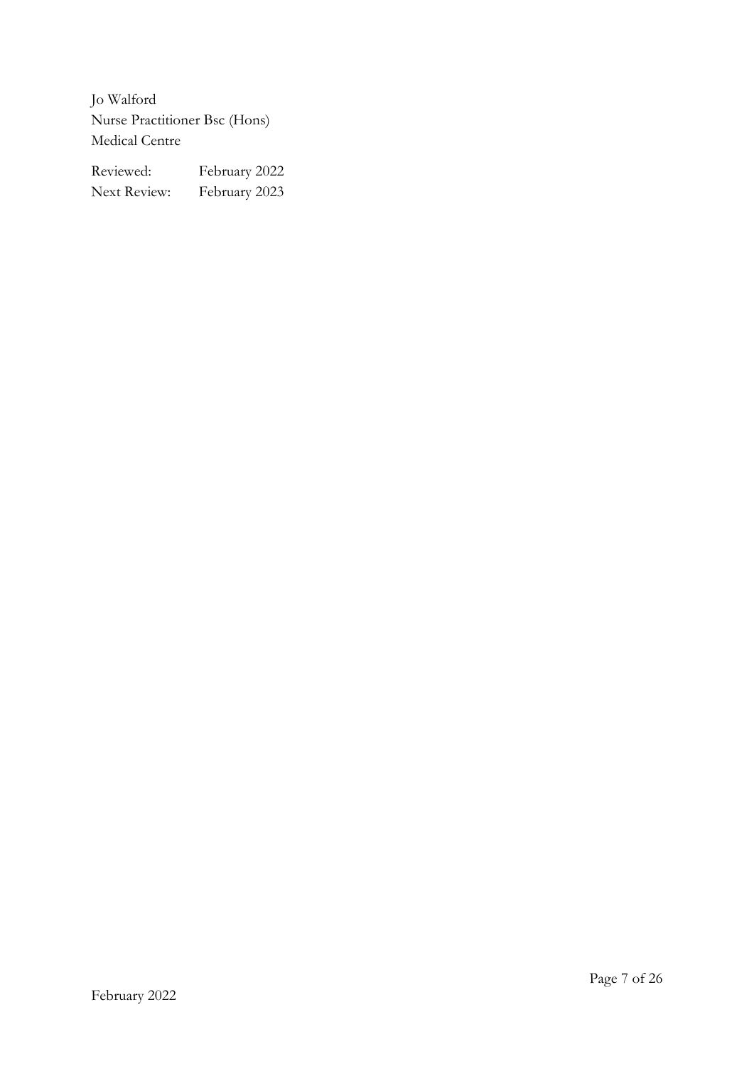Jo Walford
Nurse Practitioner Bsc (Hons)
Medical Centre

| Reviewed: | February 2022 |
| --- | --- |
| Next Review: | February 2023 |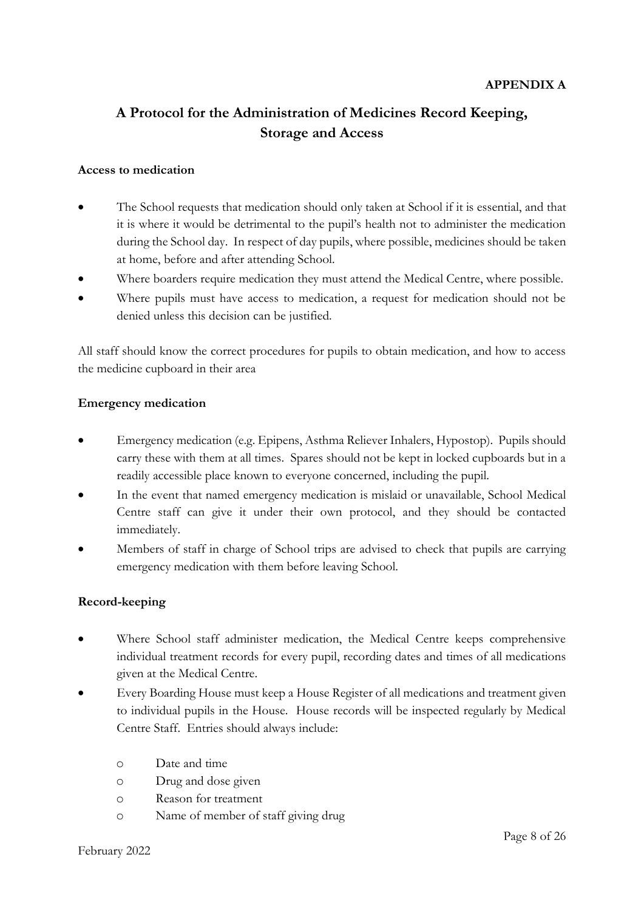**APPENDIX A**

# A Protocol for the Administration of Medicines Record Keeping, Storage and Access

### Access to medication

- The School requests that medication should only taken at School if it is essential, and that it is where it would be detrimental to the pupil's health not to administer the medication during the School day. In respect of day pupils, where possible, medicines should be taken at home, before and after attending School.
- Where boarders require medication they must attend the Medical Centre, where possible.
- Where pupils must have access to medication, a request for medication should not be denied unless this decision can be justified.

All staff should know the correct procedures for pupils to obtain medication, and how to access the medicine cupboard in their area

### Emergency medication

- Emergency medication (e.g. Epipens, Asthma Reliever Inhalers, Hypostop). Pupils should carry these with them at all times. Spares should not be kept in locked cupboards but in a readily accessible place known to everyone concerned, including the pupil.
- In the event that named emergency medication is mislaid or unavailable, School Medical Centre staff can give it under their own protocol, and they should be contacted immediately.
- Members of staff in charge of School trips are advised to check that pupils are carrying emergency medication with them before leaving School.

### Record-keeping

- Where School staff administer medication, the Medical Centre keeps comprehensive individual treatment records for every pupil, recording dates and times of all medications given at the Medical Centre.
- Every Boarding House must keep a House Register of all medications and treatment given to individual pupils in the House. House records will be inspected regularly by Medical Centre Staff. Entries should always include:
  - Date and time
  - Drug and dose given
  - Reason for treatment
  - Name of member of staff giving drug

February 2022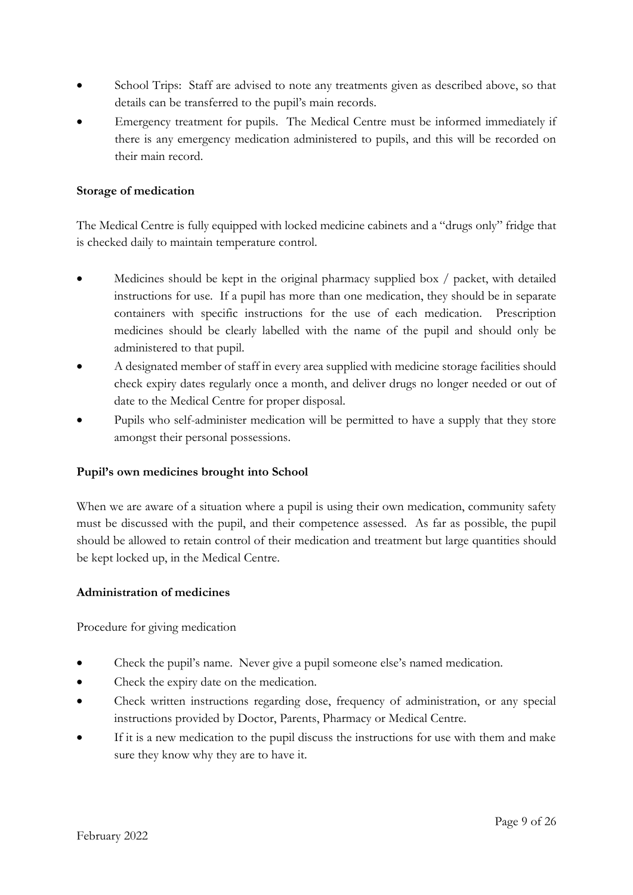- School Trips: Staff are advised to note any treatments given as described above, so that details can be transferred to the pupil's main records.
- Emergency treatment for pupils. The Medical Centre must be informed immediately if there is any emergency medication administered to pupils, and this will be recorded on their main record.

**Storage of medication**

The Medical Centre is fully equipped with locked medicine cabinets and a "drugs only" fridge that is checked daily to maintain temperature control.

- Medicines should be kept in the original pharmacy supplied box / packet, with detailed instructions for use. If a pupil has more than one medication, they should be in separate containers with specific instructions for the use of each medication. Prescription medicines should be clearly labelled with the name of the pupil and should only be administered to that pupil.
- A designated member of staff in every area supplied with medicine storage facilities should check expiry dates regularly once a month, and deliver drugs no longer needed or out of date to the Medical Centre for proper disposal.
- Pupils who self-administer medication will be permitted to have a supply that they store amongst their personal possessions.

**Pupil's own medicines brought into School**

When we are aware of a situation where a pupil is using their own medication, community safety must be discussed with the pupil, and their competence assessed. As far as possible, the pupil should be allowed to retain control of their medication and treatment but large quantities should be kept locked up, in the Medical Centre.

**Administration of medicines**

Procedure for giving medication

- Check the pupil's name. Never give a pupil someone else's named medication.
- Check the expiry date on the medication.
- Check written instructions regarding dose, frequency of administration, or any special instructions provided by Doctor, Parents, Pharmacy or Medical Centre.
- If it is a new medication to the pupil discuss the instructions for use with them and make sure they know why they are to have it.

February 2022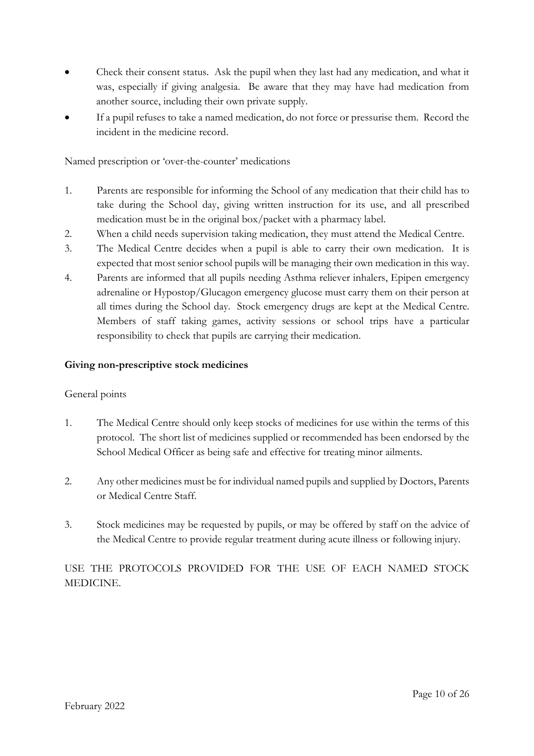- Check their consent status. Ask the pupil when they last had any medication, and what it was, especially if giving analgesia. Be aware that they may have had medication from another source, including their own private supply.
- If a pupil refuses to take a named medication, do not force or pressurise them. Record the incident in the medicine record.

Named prescription or 'over-the-counter' medications

1. Parents are responsible for informing the School of any medication that their child has to take during the School day, giving written instruction for its use, and all prescribed medication must be in the original box/packet with a pharmacy label.
2. When a child needs supervision taking medication, they must attend the Medical Centre.
3. The Medical Centre decides when a pupil is able to carry their own medication. It is expected that most senior school pupils will be managing their own medication in this way.
4. Parents are informed that all pupils needing Asthma reliever inhalers, Epipen emergency adrenaline or Hypostop/Glucagon emergency glucose must carry them on their person at all times during the School day. Stock emergency drugs are kept at the Medical Centre. Members of staff taking games, activity sessions or school trips have a particular responsibility to check that pupils are carrying their medication.

**Giving non-prescriptive stock medicines**

General points

1. The Medical Centre should only keep stocks of medicines for use within the terms of this protocol. The short list of medicines supplied or recommended has been endorsed by the School Medical Officer as being safe and effective for treating minor ailments.

2. Any other medicines must be for individual named pupils and supplied by Doctors, Parents or Medical Centre Staff.

3. Stock medicines may be requested by pupils, or may be offered by staff on the advice of the Medical Centre to provide regular treatment during acute illness or following injury.

USE THE PROTOCOLS PROVIDED FOR THE USE OF EACH NAMED STOCK MEDICINE.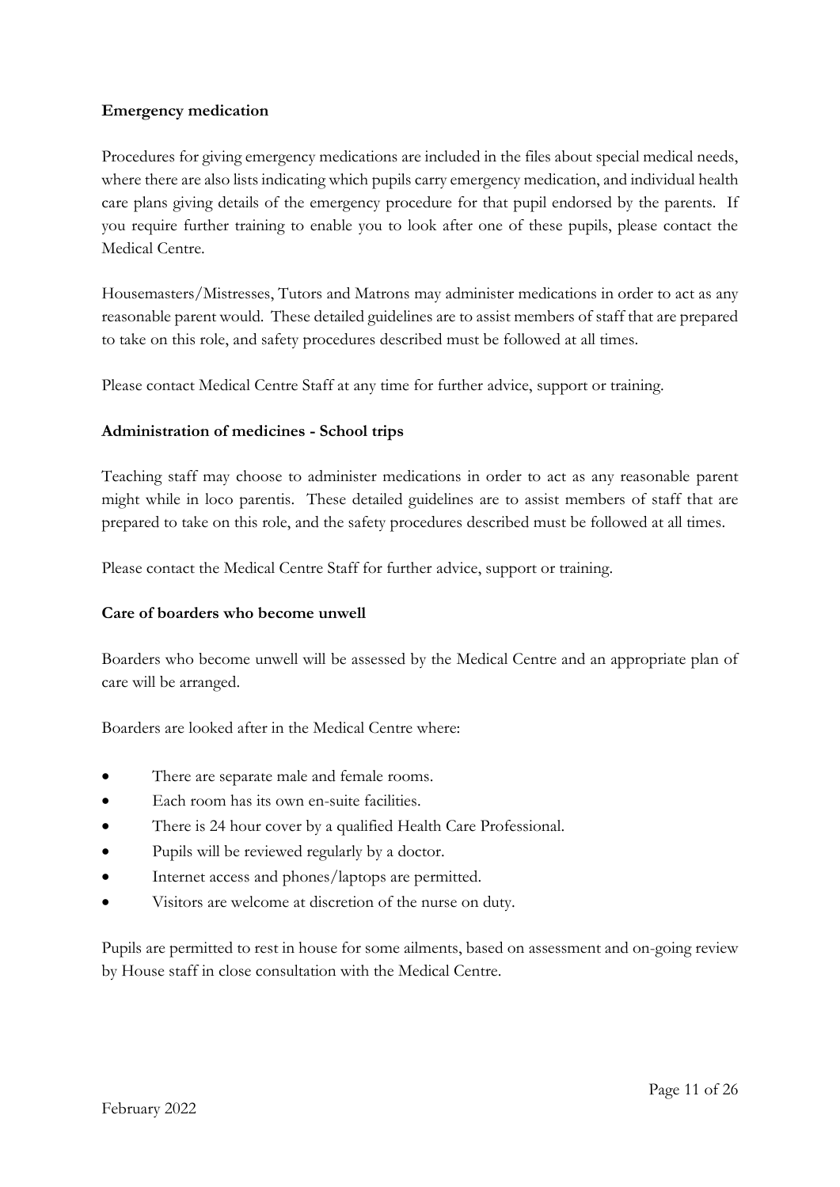**Emergency medication**

Procedures for giving emergency medications are included in the files about special medical needs, where there are also lists indicating which pupils carry emergency medication, and individual health care plans giving details of the emergency procedure for that pupil endorsed by the parents. If you require further training to enable you to look after one of these pupils, please contact the Medical Centre.

Housemasters/Mistresses, Tutors and Matrons may administer medications in order to act as any reasonable parent would. These detailed guidelines are to assist members of staff that are prepared to take on this role, and safety procedures described must be followed at all times.

Please contact Medical Centre Staff at any time for further advice, support or training.

**Administration of medicines - School trips**

Teaching staff may choose to administer medications in order to act as any reasonable parent might while in loco parentis. These detailed guidelines are to assist members of staff that are prepared to take on this role, and the safety procedures described must be followed at all times.

Please contact the Medical Centre Staff for further advice, support or training.

**Care of boarders who become unwell**

Boarders who become unwell will be assessed by the Medical Centre and an appropriate plan of care will be arranged.

Boarders are looked after in the Medical Centre where:

- There are separate male and female rooms.
- Each room has its own en-suite facilities.
- There is 24 hour cover by a qualified Health Care Professional.
- Pupils will be reviewed regularly by a doctor.
- Internet access and phones/laptops are permitted.
- Visitors are welcome at discretion of the nurse on duty.

Pupils are permitted to rest in house for some ailments, based on assessment and on-going review by House staff in close consultation with the Medical Centre.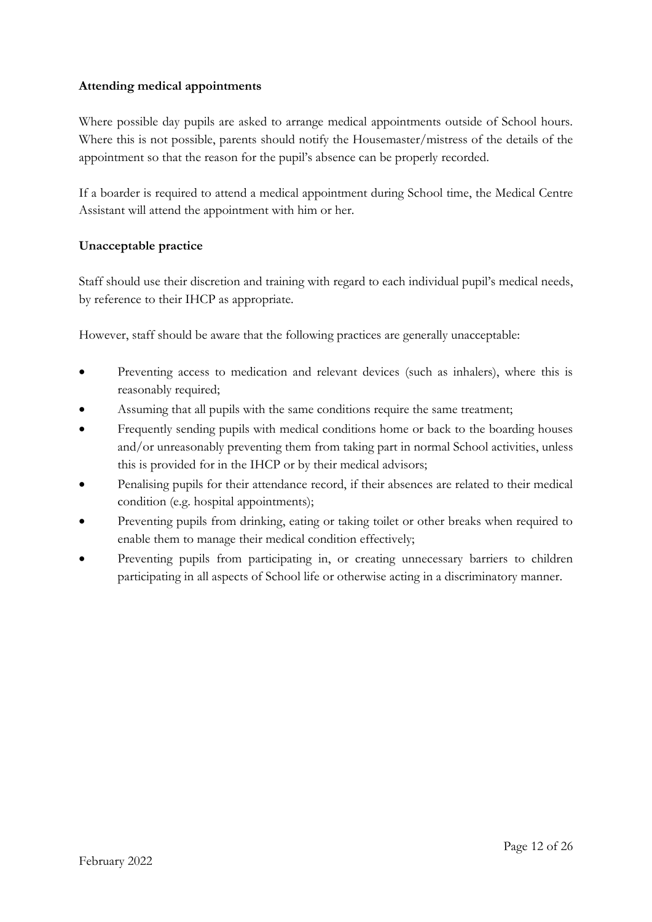**Attending medical appointments**

Where possible day pupils are asked to arrange medical appointments outside of School hours. Where this is not possible, parents should notify the Housemaster/mistress of the details of the appointment so that the reason for the pupil's absence can be properly recorded.

If a boarder is required to attend a medical appointment during School time, the Medical Centre Assistant will attend the appointment with him or her.

**Unacceptable practice**

Staff should use their discretion and training with regard to each individual pupil's medical needs, by reference to their IHCP as appropriate.

However, staff should be aware that the following practices are generally unacceptable:

- Preventing access to medication and relevant devices (such as inhalers), where this is reasonably required;
- Assuming that all pupils with the same conditions require the same treatment;
- Frequently sending pupils with medical conditions home or back to the boarding houses and/or unreasonably preventing them from taking part in normal School activities, unless this is provided for in the IHCP or by their medical advisors;
- Penalising pupils for their attendance record, if their absences are related to their medical condition (e.g. hospital appointments);
- Preventing pupils from drinking, eating or taking toilet or other breaks when required to enable them to manage their medical condition effectively;
- Preventing pupils from participating in, or creating unnecessary barriers to children participating in all aspects of School life or otherwise acting in a discriminatory manner.

February 2022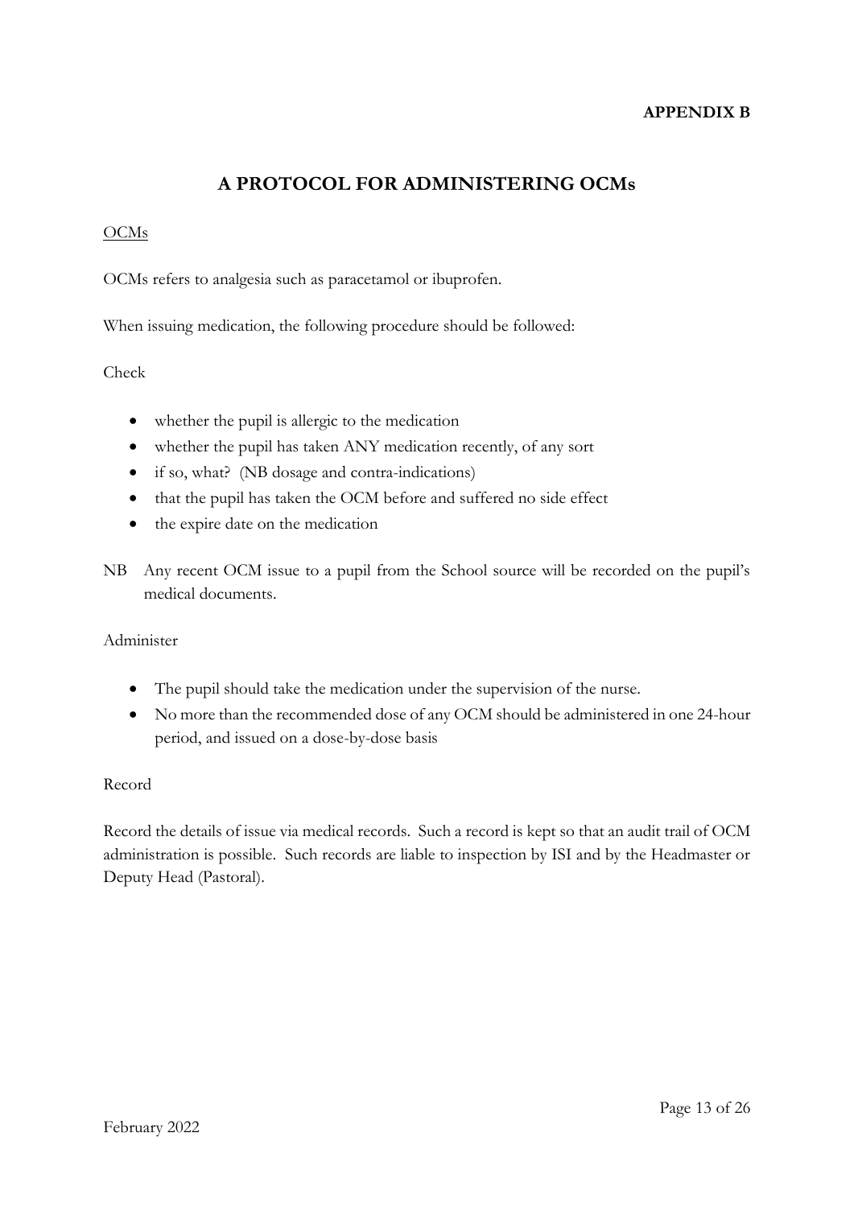**APPENDIX B**

# A PROTOCOL FOR ADMINISTERING OCMs

<u>OCMs</u>

OCMs refers to analgesia such as paracetamol or ibuprofen.

When issuing medication, the following procedure should be followed:

Check

- whether the pupil is allergic to the medication
- whether the pupil has taken ANY medication recently, of any sort
- if so, what? (NB dosage and contra-indications)
- that the pupil has taken the OCM before and suffered no side effect
- the expire date on the medication

NB Any recent OCM issue to a pupil from the School source will be recorded on the pupil's medical documents.

Administer

- The pupil should take the medication under the supervision of the nurse.
- No more than the recommended dose of any OCM should be administered in one 24-hour period, and issued on a dose-by-dose basis

Record

Record the details of issue via medical records. Such a record is kept so that an audit trail of OCM administration is possible. Such records are liable to inspection by ISI and by the Headmaster or Deputy Head (Pastoral).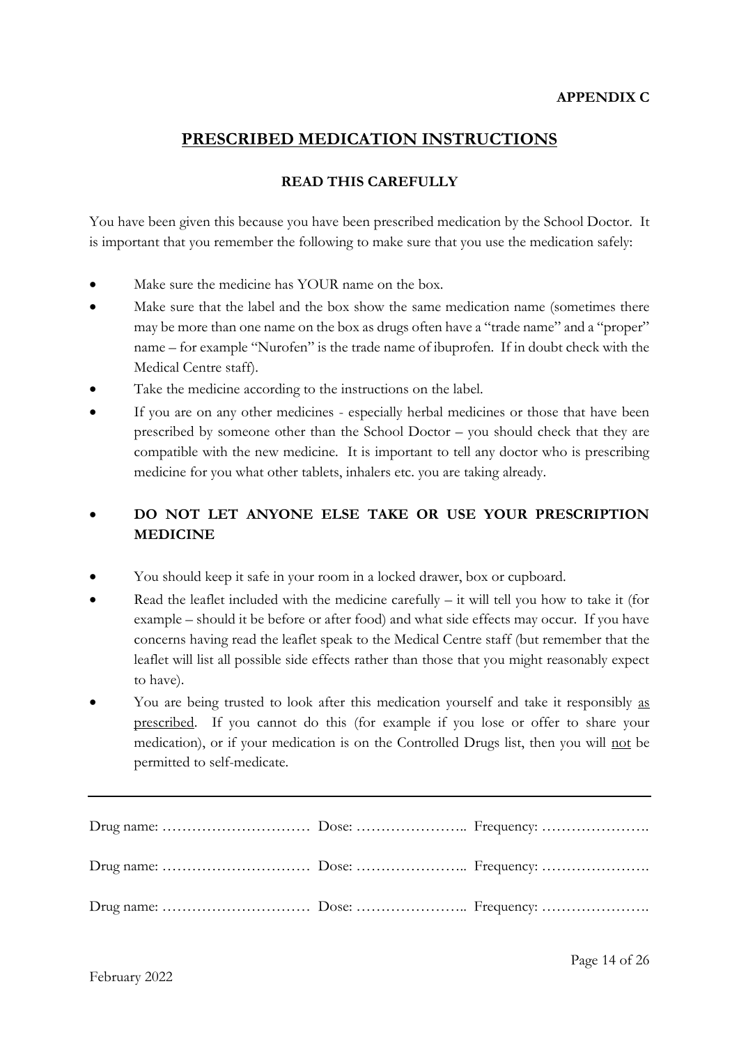**APPENDIX C**

# PRESCRIBED MEDICATION INSTRUCTIONS

**READ THIS CAREFULLY**

You have been given this because you have been prescribed medication by the School Doctor. It is important that you remember the following to make sure that you use the medication safely:

- Make sure the medicine has YOUR name on the box.
- Make sure that the label and the box show the same medication name (sometimes there may be more than one name on the box as drugs often have a "trade name" and a "proper" name – for example "Nurofen" is the trade name of ibuprofen. If in doubt check with the Medical Centre staff).
- Take the medicine according to the instructions on the label.
- If you are on any other medicines - especially herbal medicines or those that have been prescribed by someone other than the School Doctor – you should check that they are compatible with the new medicine. It is important to tell any doctor who is prescribing medicine for you what other tablets, inhalers etc. you are taking already.

- **DO NOT LET ANYONE ELSE TAKE OR USE YOUR PRESCRIPTION MEDICINE**

- You should keep it safe in your room in a locked drawer, box or cupboard.
- Read the leaflet included with the medicine carefully – it will tell you how to take it (for example – should it be before or after food) and what side effects may occur. If you have concerns having read the leaflet speak to the Medical Centre staff (but remember that the leaflet will list all possible side effects rather than those that you might reasonably expect to have).
- You are being trusted to look after this medication yourself and take it responsibly <u>as prescribed</u>. If you cannot do this (for example if you lose or offer to share your medication), or if your medication is on the Controlled Drugs list, then you will <u>not</u> be permitted to self-medicate.

---

Drug name: ………………………… Dose: ………………….. Frequency: ………………….

Drug name: ………………………… Dose: ………………….. Frequency: ………………….

Drug name: ………………………… Dose: ………………….. Frequency: ………………….

February 2022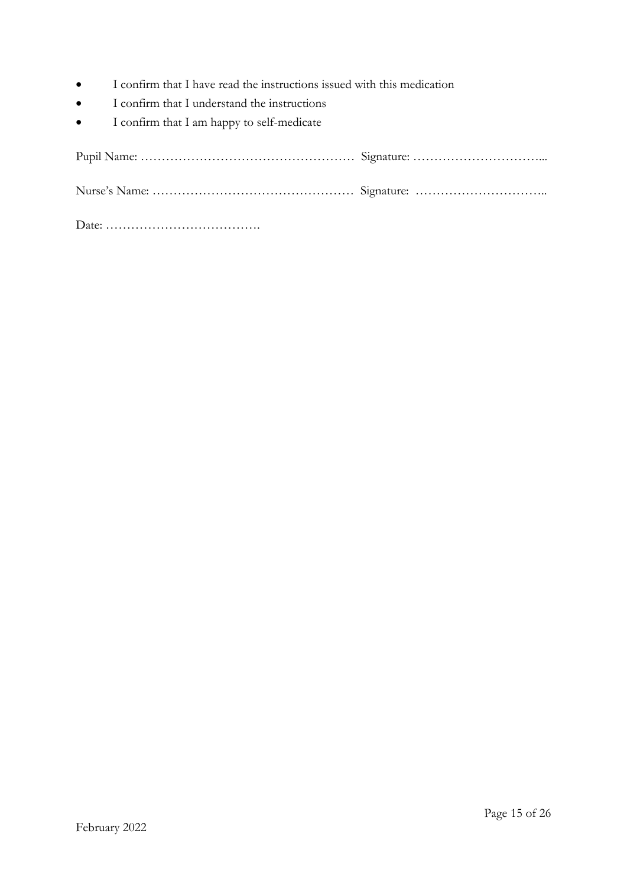- I confirm that I have read the instructions issued with this medication
- I confirm that I understand the instructions
- I confirm that I am happy to self-medicate

Pupil Name: …………………………………………… Signature: …………………………...

Nurse's Name: ………………………………………… Signature: …………………………..

Date: ……………………………….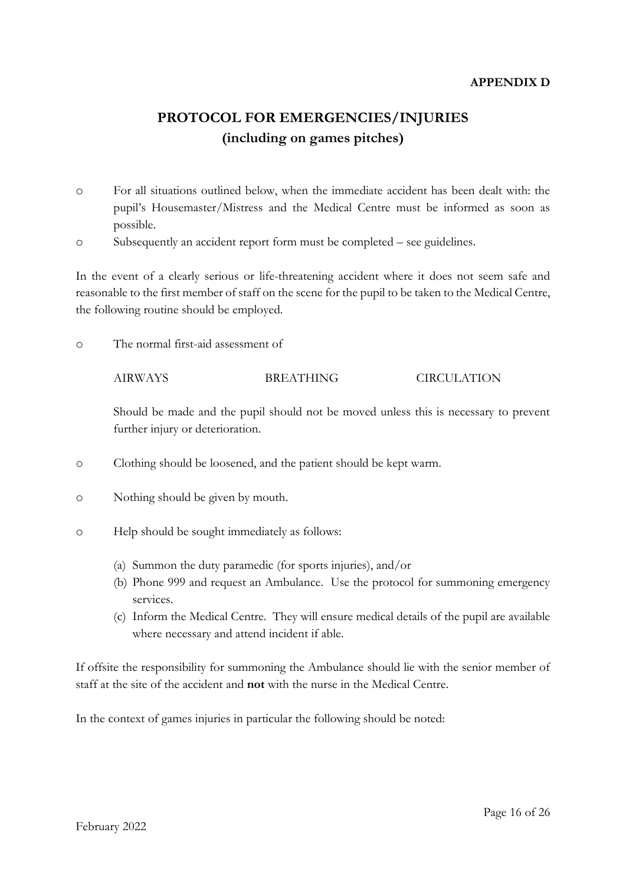**APPENDIX D**

# PROTOCOL FOR EMERGENCIES/INJURIES (including on games pitches)

- For all situations outlined below, when the immediate accident has been dealt with: the pupil's Housemaster/Mistress and the Medical Centre must be informed as soon as possible.
- Subsequently an accident report form must be completed – see guidelines.

In the event of a clearly serious or life-threatening accident where it does not seem safe and reasonable to the first member of staff on the scene for the pupil to be taken to the Medical Centre, the following routine should be employed.

- The normal first-aid assessment of

  AIRWAYS BREATHING CIRCULATION

  Should be made and the pupil should not be moved unless this is necessary to prevent further injury or deterioration.

- Clothing should be loosened, and the patient should be kept warm.

- Nothing should be given by mouth.

- Help should be sought immediately as follows:

  (a) Summon the duty paramedic (for sports injuries), and/or
  (b) Phone 999 and request an Ambulance. Use the protocol for summoning emergency services.
  (c) Inform the Medical Centre. They will ensure medical details of the pupil are available where necessary and attend incident if able.

If offsite the responsibility for summoning the Ambulance should lie with the senior member of staff at the site of the accident and **not** with the nurse in the Medical Centre.

In the context of games injuries in particular the following should be noted: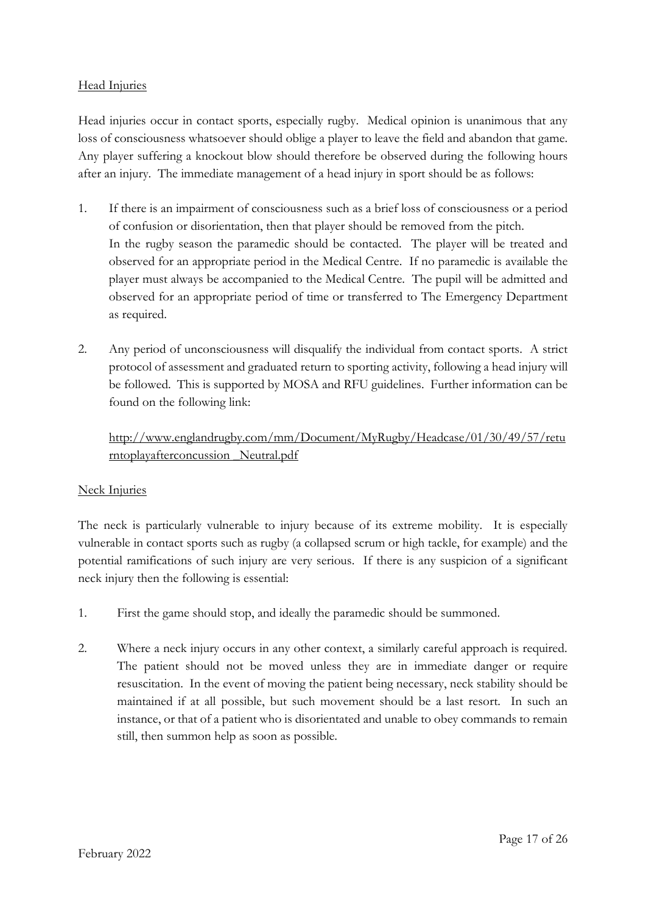## Head Injuries

Head injuries occur in contact sports, especially rugby. Medical opinion is unanimous that any loss of consciousness whatsoever should oblige a player to leave the field and abandon that game. Any player suffering a knockout blow should therefore be observed during the following hours after an injury. The immediate management of a head injury in sport should be as follows:

1. If there is an impairment of consciousness such as a brief loss of consciousness or a period of confusion or disorientation, then that player should be removed from the pitch.
   In the rugby season the paramedic should be contacted. The player will be treated and observed for an appropriate period in the Medical Centre. If no paramedic is available the player must always be accompanied to the Medical Centre. The pupil will be admitted and observed for an appropriate period of time or transferred to The Emergency Department as required.

2. Any period of unconsciousness will disqualify the individual from contact sports. A strict protocol of assessment and graduated return to sporting activity, following a head injury will be followed. This is supported by MOSA and RFU guidelines. Further information can be found on the following link:

   http://www.englandrugby.com/mm/Document/MyRugby/Headcase/01/30/49/57/returntoplayafterconcussion_Neutral.pdf

## Neck Injuries

The neck is particularly vulnerable to injury because of its extreme mobility. It is especially vulnerable in contact sports such as rugby (a collapsed scrum or high tackle, for example) and the potential ramifications of such injury are very serious. If there is any suspicion of a significant neck injury then the following is essential:

1. First the game should stop, and ideally the paramedic should be summoned.

2. Where a neck injury occurs in any other context, a similarly careful approach is required. The patient should not be moved unless they are in immediate danger or require resuscitation. In the event of moving the patient being necessary, neck stability should be maintained if at all possible, but such movement should be a last resort. In such an instance, or that of a patient who is disorientated and unable to obey commands to remain still, then summon help as soon as possible.

February 2022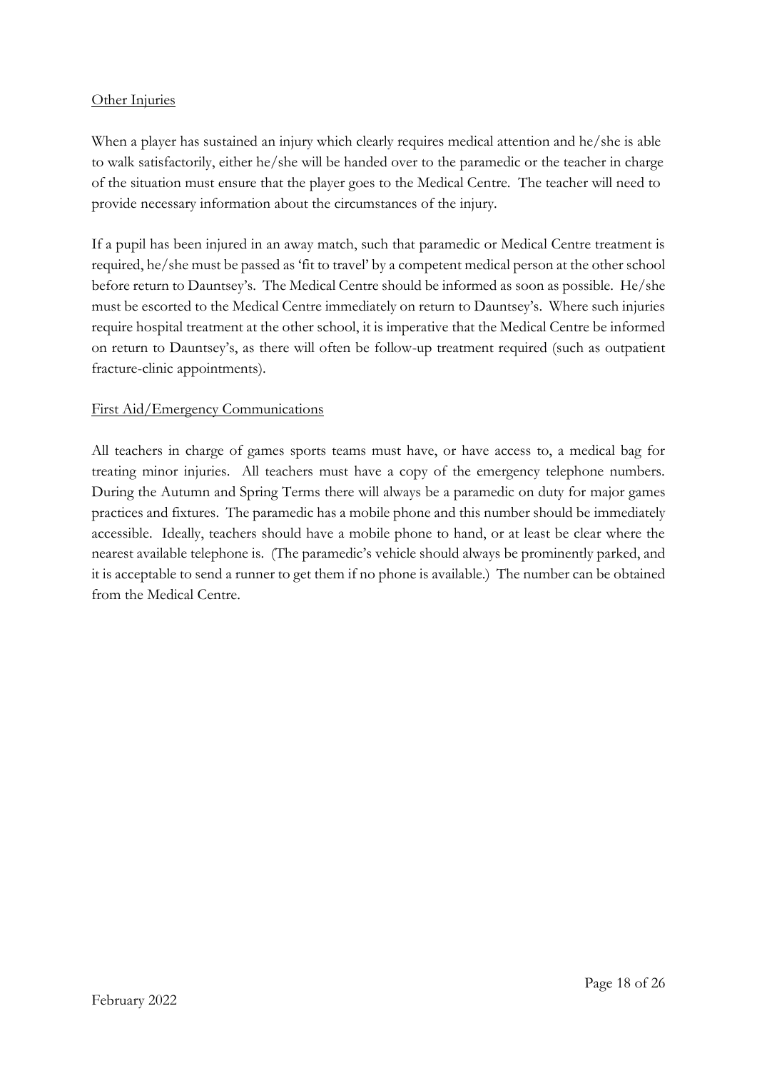Other Injuries

When a player has sustained an injury which clearly requires medical attention and he/she is able to walk satisfactorily, either he/she will be handed over to the paramedic or the teacher in charge of the situation must ensure that the player goes to the Medical Centre. The teacher will need to provide necessary information about the circumstances of the injury.

If a pupil has been injured in an away match, such that paramedic or Medical Centre treatment is required, he/she must be passed as 'fit to travel' by a competent medical person at the other school before return to Dauntsey's. The Medical Centre should be informed as soon as possible. He/she must be escorted to the Medical Centre immediately on return to Dauntsey's. Where such injuries require hospital treatment at the other school, it is imperative that the Medical Centre be informed on return to Dauntsey's, as there will often be follow-up treatment required (such as outpatient fracture-clinic appointments).

First Aid/Emergency Communications

All teachers in charge of games sports teams must have, or have access to, a medical bag for treating minor injuries. All teachers must have a copy of the emergency telephone numbers. During the Autumn and Spring Terms there will always be a paramedic on duty for major games practices and fixtures. The paramedic has a mobile phone and this number should be immediately accessible. Ideally, teachers should have a mobile phone to hand, or at least be clear where the nearest available telephone is. (The paramedic's vehicle should always be prominently parked, and it is acceptable to send a runner to get them if no phone is available.) The number can be obtained from the Medical Centre.

February 2022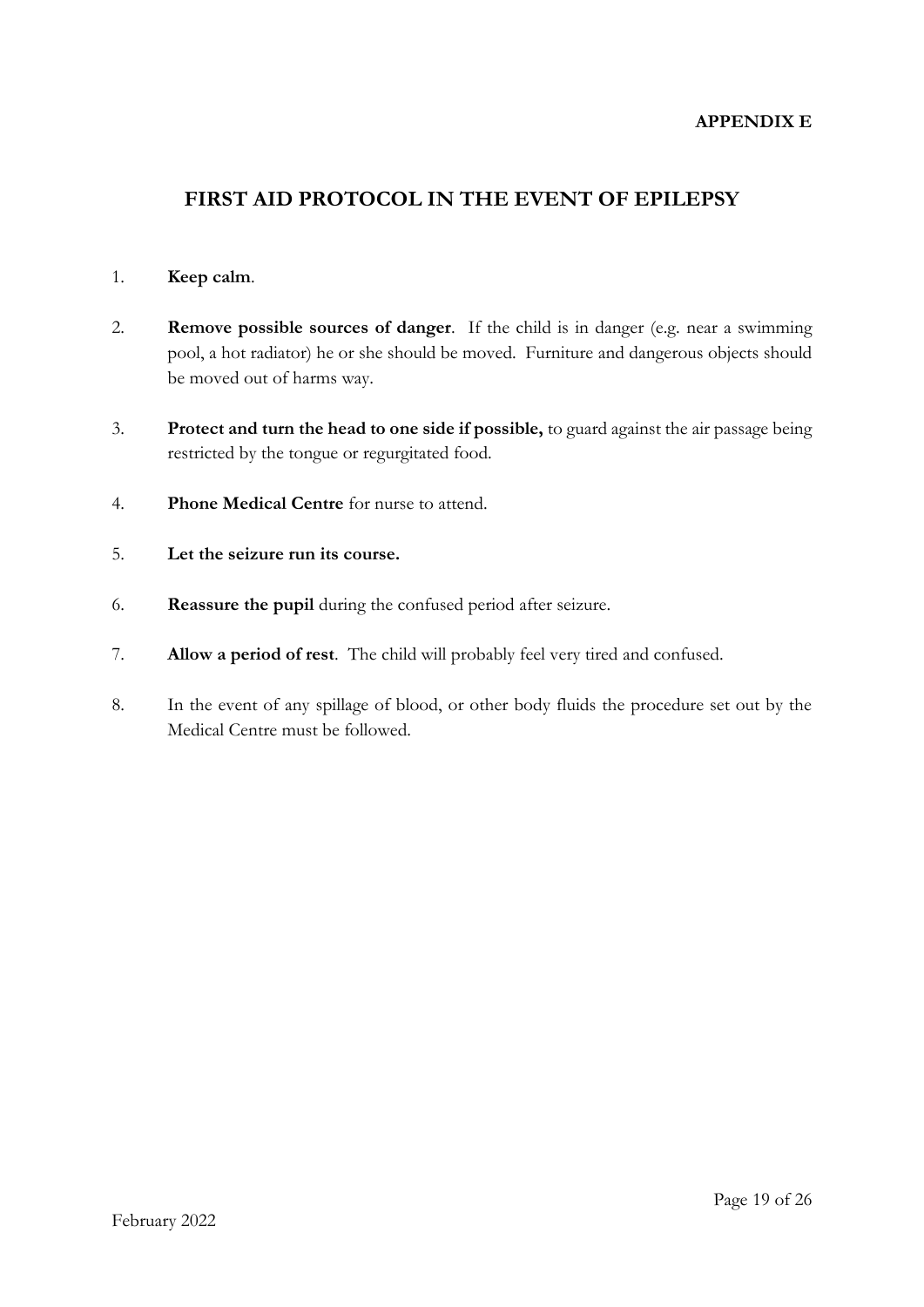**APPENDIX E**

## FIRST AID PROTOCOL IN THE EVENT OF EPILEPSY

1. **Keep calm**.
2. **Remove possible sources of danger**. If the child is in danger (e.g. near a swimming pool, a hot radiator) he or she should be moved. Furniture and dangerous objects should be moved out of harms way.
3. **Protect and turn the head to one side if possible,** to guard against the air passage being restricted by the tongue or regurgitated food.
4. **Phone Medical Centre** for nurse to attend.
5. **Let the seizure run its course.**
6. **Reassure the pupil** during the confused period after seizure.
7. **Allow a period of rest**. The child will probably feel very tired and confused.
8. In the event of any spillage of blood, or other body fluids the procedure set out by the Medical Centre must be followed.

February 2022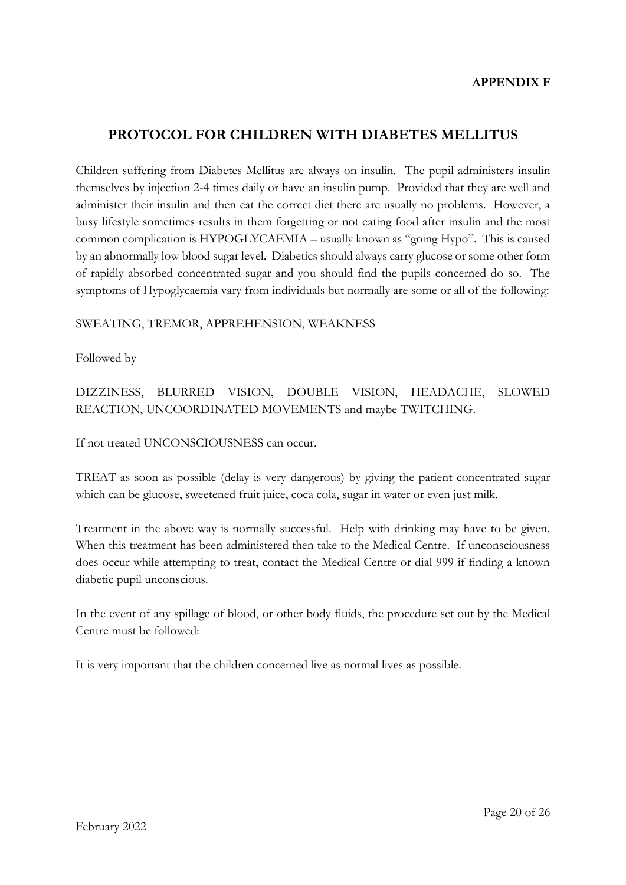**APPENDIX F**

## PROTOCOL FOR CHILDREN WITH DIABETES MELLITUS

Children suffering from Diabetes Mellitus are always on insulin. The pupil administers insulin themselves by injection 2-4 times daily or have an insulin pump. Provided that they are well and administer their insulin and then eat the correct diet there are usually no problems. However, a busy lifestyle sometimes results in them forgetting or not eating food after insulin and the most common complication is HYPOGLYCAEMIA – usually known as "going Hypo". This is caused by an abnormally low blood sugar level. Diabetics should always carry glucose or some other form of rapidly absorbed concentrated sugar and you should find the pupils concerned do so. The symptoms of Hypoglycaemia vary from individuals but normally are some or all of the following:

SWEATING, TREMOR, APPREHENSION, WEAKNESS

Followed by

DIZZINESS, BLURRED VISION, DOUBLE VISION, HEADACHE, SLOWED REACTION, UNCOORDINATED MOVEMENTS and maybe TWITCHING.

If not treated UNCONSCIOUSNESS can occur.

TREAT as soon as possible (delay is very dangerous) by giving the patient concentrated sugar which can be glucose, sweetened fruit juice, coca cola, sugar in water or even just milk.

Treatment in the above way is normally successful. Help with drinking may have to be given. When this treatment has been administered then take to the Medical Centre. If unconsciousness does occur while attempting to treat, contact the Medical Centre or dial 999 if finding a known diabetic pupil unconscious.

In the event of any spillage of blood, or other body fluids, the procedure set out by the Medical Centre must be followed:

It is very important that the children concerned live as normal lives as possible.

February 2022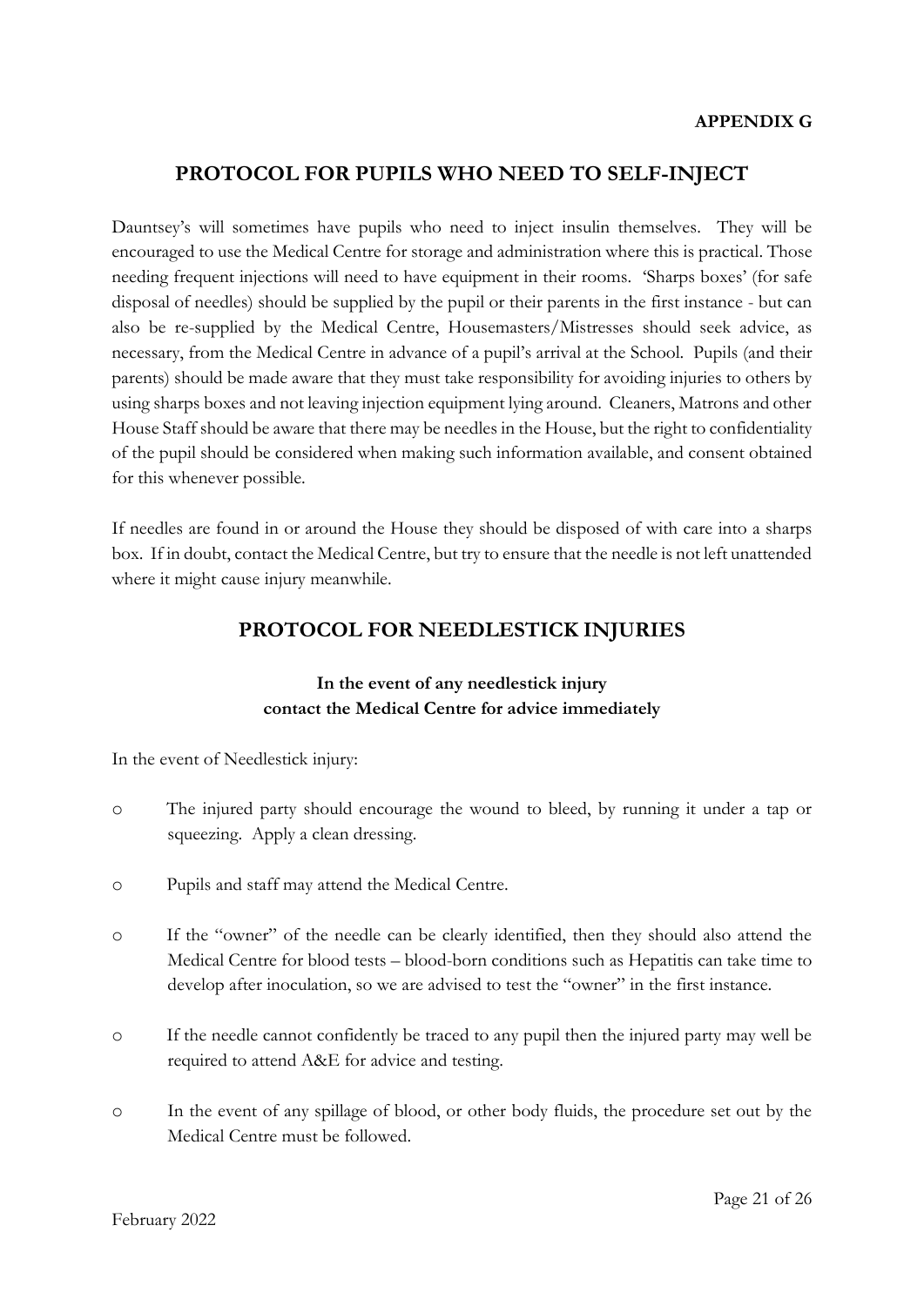**APPENDIX G**

## PROTOCOL FOR PUPILS WHO NEED TO SELF-INJECT

Dauntsey's will sometimes have pupils who need to inject insulin themselves. They will be encouraged to use the Medical Centre for storage and administration where this is practical. Those needing frequent injections will need to have equipment in their rooms. 'Sharps boxes' (for safe disposal of needles) should be supplied by the pupil or their parents in the first instance - but can also be re-supplied by the Medical Centre, Housemasters/Mistresses should seek advice, as necessary, from the Medical Centre in advance of a pupil's arrival at the School. Pupils (and their parents) should be made aware that they must take responsibility for avoiding injuries to others by using sharps boxes and not leaving injection equipment lying around. Cleaners, Matrons and other House Staff should be aware that there may be needles in the House, but the right to confidentiality of the pupil should be considered when making such information available, and consent obtained for this whenever possible.

If needles are found in or around the House they should be disposed of with care into a sharps box. If in doubt, contact the Medical Centre, but try to ensure that the needle is not left unattended where it might cause injury meanwhile.

## PROTOCOL FOR NEEDLESTICK INJURIES

**In the event of any needlestick injury**
**contact the Medical Centre for advice immediately**

In the event of Needlestick injury:

- The injured party should encourage the wound to bleed, by running it under a tap or squeezing. Apply a clean dressing.
- Pupils and staff may attend the Medical Centre.
- If the "owner" of the needle can be clearly identified, then they should also attend the Medical Centre for blood tests – blood-born conditions such as Hepatitis can take time to develop after inoculation, so we are advised to test the "owner" in the first instance.
- If the needle cannot confidently be traced to any pupil then the injured party may well be required to attend A&E for advice and testing.
- In the event of any spillage of blood, or other body fluids, the procedure set out by the Medical Centre must be followed.

February 2022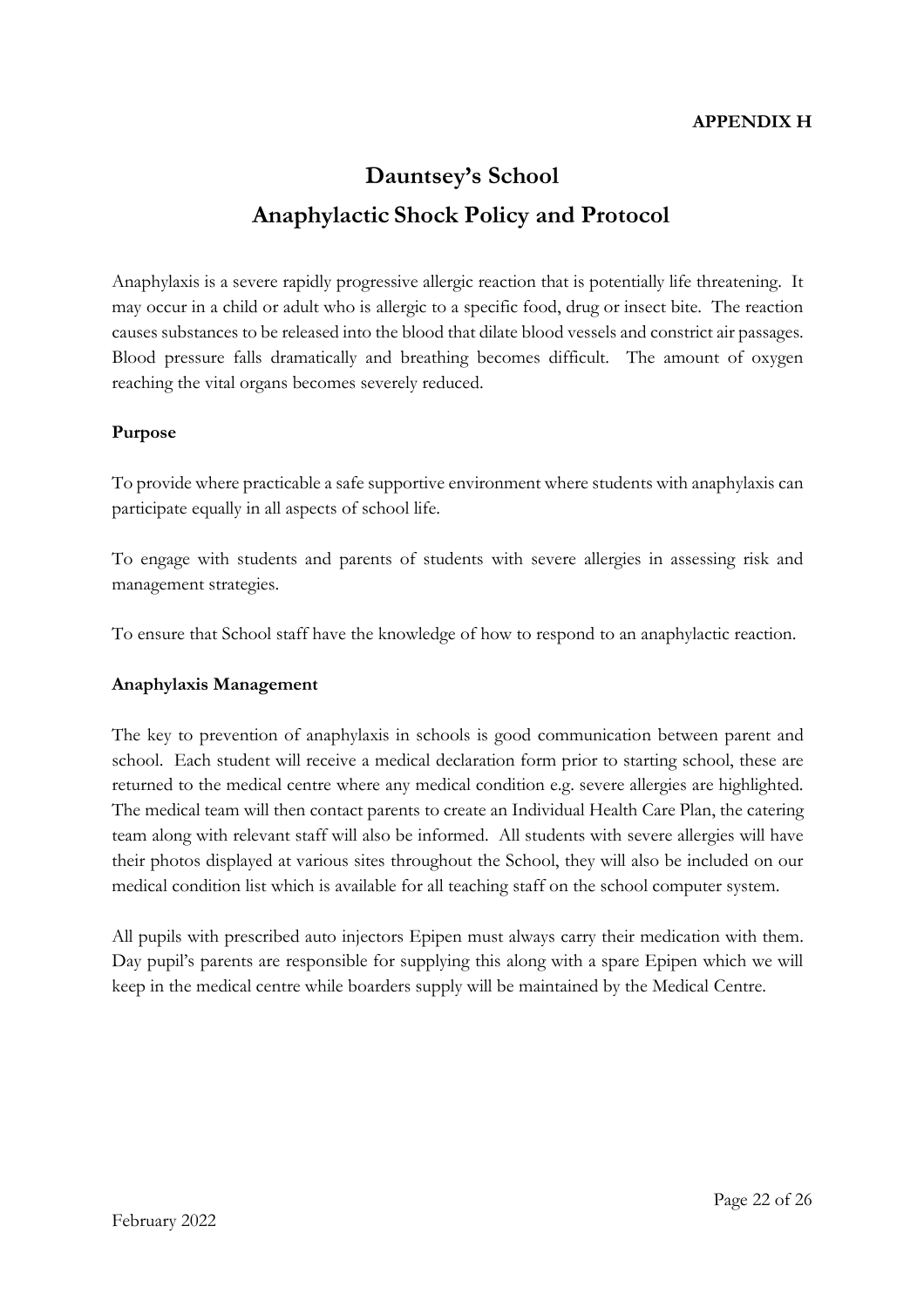**APPENDIX H**

# Dauntsey's School

# Anaphylactic Shock Policy and Protocol

Anaphylaxis is a severe rapidly progressive allergic reaction that is potentially life threatening. It may occur in a child or adult who is allergic to a specific food, drug or insect bite. The reaction causes substances to be released into the blood that dilate blood vessels and constrict air passages. Blood pressure falls dramatically and breathing becomes difficult. The amount of oxygen reaching the vital organs becomes severely reduced.

## Purpose

To provide where practicable a safe supportive environment where students with anaphylaxis can participate equally in all aspects of school life.

To engage with students and parents of students with severe allergies in assessing risk and management strategies.

To ensure that School staff have the knowledge of how to respond to an anaphylactic reaction.

## Anaphylaxis Management

The key to prevention of anaphylaxis in schools is good communication between parent and school. Each student will receive a medical declaration form prior to starting school, these are returned to the medical centre where any medical condition e.g. severe allergies are highlighted. The medical team will then contact parents to create an Individual Health Care Plan, the catering team along with relevant staff will also be informed. All students with severe allergies will have their photos displayed at various sites throughout the School, they will also be included on our medical condition list which is available for all teaching staff on the school computer system.

All pupils with prescribed auto injectors Epipen must always carry their medication with them. Day pupil's parents are responsible for supplying this along with a spare Epipen which we will keep in the medical centre while boarders supply will be maintained by the Medical Centre.

February 2022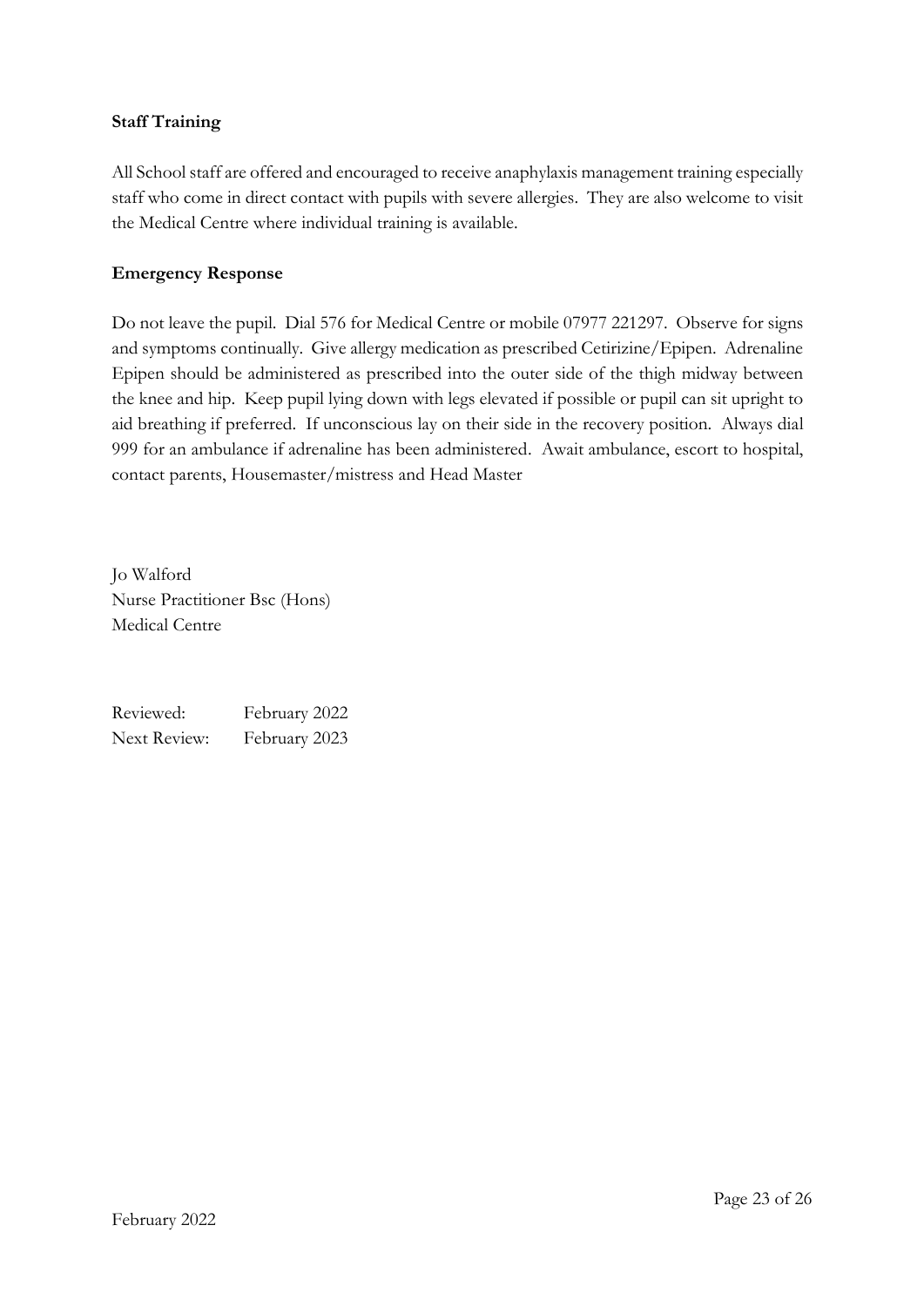**Staff Training**

All School staff are offered and encouraged to receive anaphylaxis management training especially staff who come in direct contact with pupils with severe allergies. They are also welcome to visit the Medical Centre where individual training is available.

**Emergency Response**

Do not leave the pupil. Dial 576 for Medical Centre or mobile 07977 221297. Observe for signs and symptoms continually. Give allergy medication as prescribed Cetirizine/Epipen. Adrenaline Epipen should be administered as prescribed into the outer side of the thigh midway between the knee and hip. Keep pupil lying down with legs elevated if possible or pupil can sit upright to aid breathing if preferred. If unconscious lay on their side in the recovery position. Always dial 999 for an ambulance if adrenaline has been administered. Await ambulance, escort to hospital, contact parents, Housemaster/mistress and Head Master

Jo Walford
Nurse Practitioner Bsc (Hons)
Medical Centre

Reviewed: February 2022
Next Review: February 2023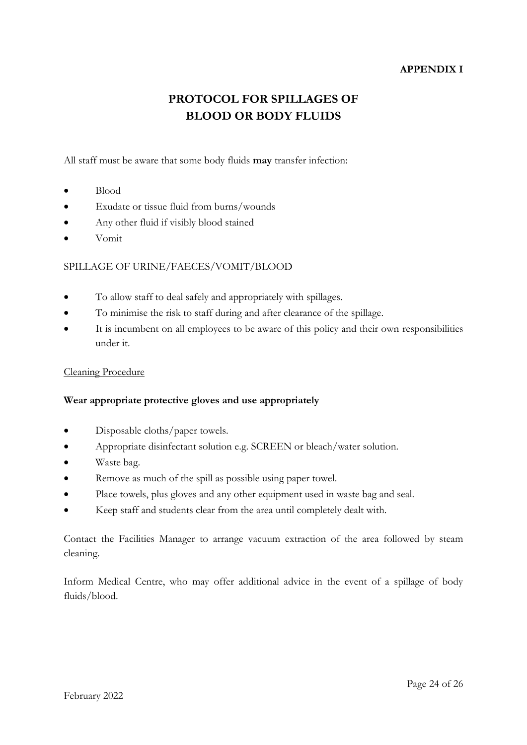**APPENDIX I**

# PROTOCOL FOR SPILLAGES OF BLOOD OR BODY FLUIDS

All staff must be aware that some body fluids **may** transfer infection:

- Blood
- Exudate or tissue fluid from burns/wounds
- Any other fluid if visibly blood stained
- Vomit

SPILLAGE OF URINE/FAECES/VOMIT/BLOOD

- To allow staff to deal safely and appropriately with spillages.
- To minimise the risk to staff during and after clearance of the spillage.
- It is incumbent on all employees to be aware of this policy and their own responsibilities under it.

<u>Cleaning Procedure</u>

**Wear appropriate protective gloves and use appropriately**

- Disposable cloths/paper towels.
- Appropriate disinfectant solution e.g. SCREEN or bleach/water solution.
- Waste bag.
- Remove as much of the spill as possible using paper towel.
- Place towels, plus gloves and any other equipment used in waste bag and seal.
- Keep staff and students clear from the area until completely dealt with.

Contact the Facilities Manager to arrange vacuum extraction of the area followed by steam cleaning.

Inform Medical Centre, who may offer additional advice in the event of a spillage of body fluids/blood.

February 2022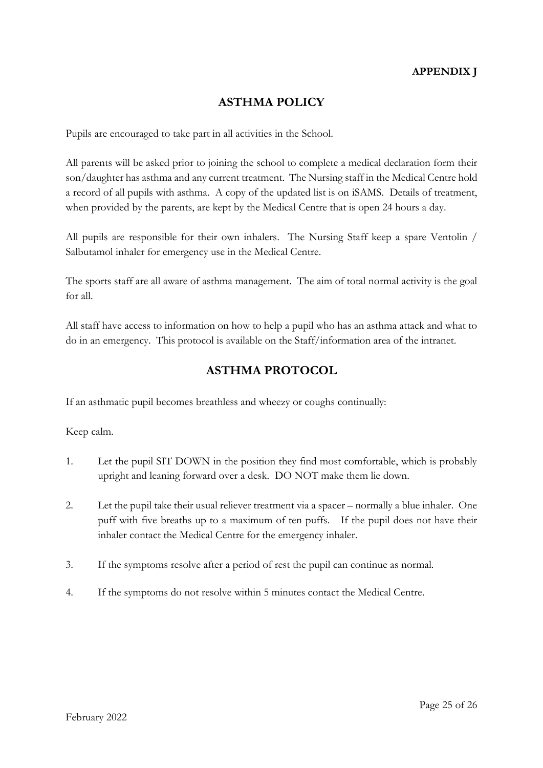**APPENDIX J**

## ASTHMA POLICY

Pupils are encouraged to take part in all activities in the School.

All parents will be asked prior to joining the school to complete a medical declaration form their son/daughter has asthma and any current treatment. The Nursing staff in the Medical Centre hold a record of all pupils with asthma. A copy of the updated list is on iSAMS. Details of treatment, when provided by the parents, are kept by the Medical Centre that is open 24 hours a day.

All pupils are responsible for their own inhalers. The Nursing Staff keep a spare Ventolin / Salbutamol inhaler for emergency use in the Medical Centre.

The sports staff are all aware of asthma management. The aim of total normal activity is the goal for all.

All staff have access to information on how to help a pupil who has an asthma attack and what to do in an emergency. This protocol is available on the Staff/information area of the intranet.

## ASTHMA PROTOCOL

If an asthmatic pupil becomes breathless and wheezy or coughs continually:

Keep calm.

1. Let the pupil SIT DOWN in the position they find most comfortable, which is probably upright and leaning forward over a desk. DO NOT make them lie down.

2. Let the pupil take their usual reliever treatment via a spacer – normally a blue inhaler. One puff with five breaths up to a maximum of ten puffs. If the pupil does not have their inhaler contact the Medical Centre for the emergency inhaler.

3. If the symptoms resolve after a period of rest the pupil can continue as normal.

4. If the symptoms do not resolve within 5 minutes contact the Medical Centre.

February 2022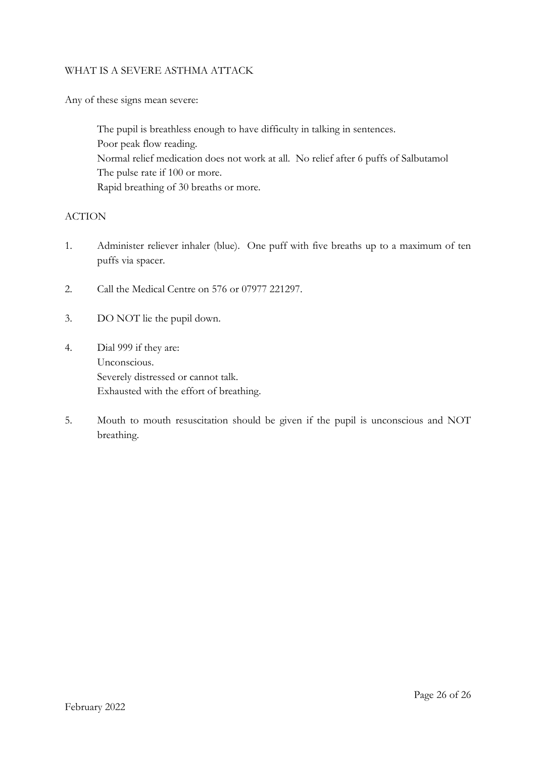## WHAT IS A SEVERE ASTHMA ATTACK

Any of these signs mean severe:

The pupil is breathless enough to have difficulty in talking in sentences.
Poor peak flow reading.
Normal relief medication does not work at all. No relief after 6 puffs of Salbutamol
The pulse rate if 100 or more.
Rapid breathing of 30 breaths or more.

## ACTION

1. Administer reliever inhaler (blue). One puff with five breaths up to a maximum of ten puffs via spacer.

2. Call the Medical Centre on 576 or 07977 221297.

3. DO NOT lie the pupil down.

4. Dial 999 if they are:
   Unconscious.
   Severely distressed or cannot talk.
   Exhausted with the effort of breathing.

5. Mouth to mouth resuscitation should be given if the pupil is unconscious and NOT breathing.

February 2022